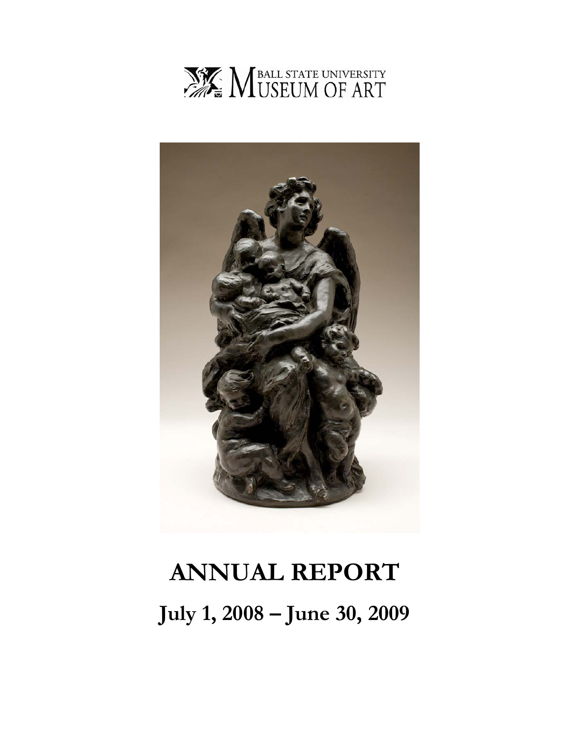BALL STATE UNIVERSITY MUSEUM OF ART

# ANNUAL REPORT

## July 1, 2008 – June 30, 2009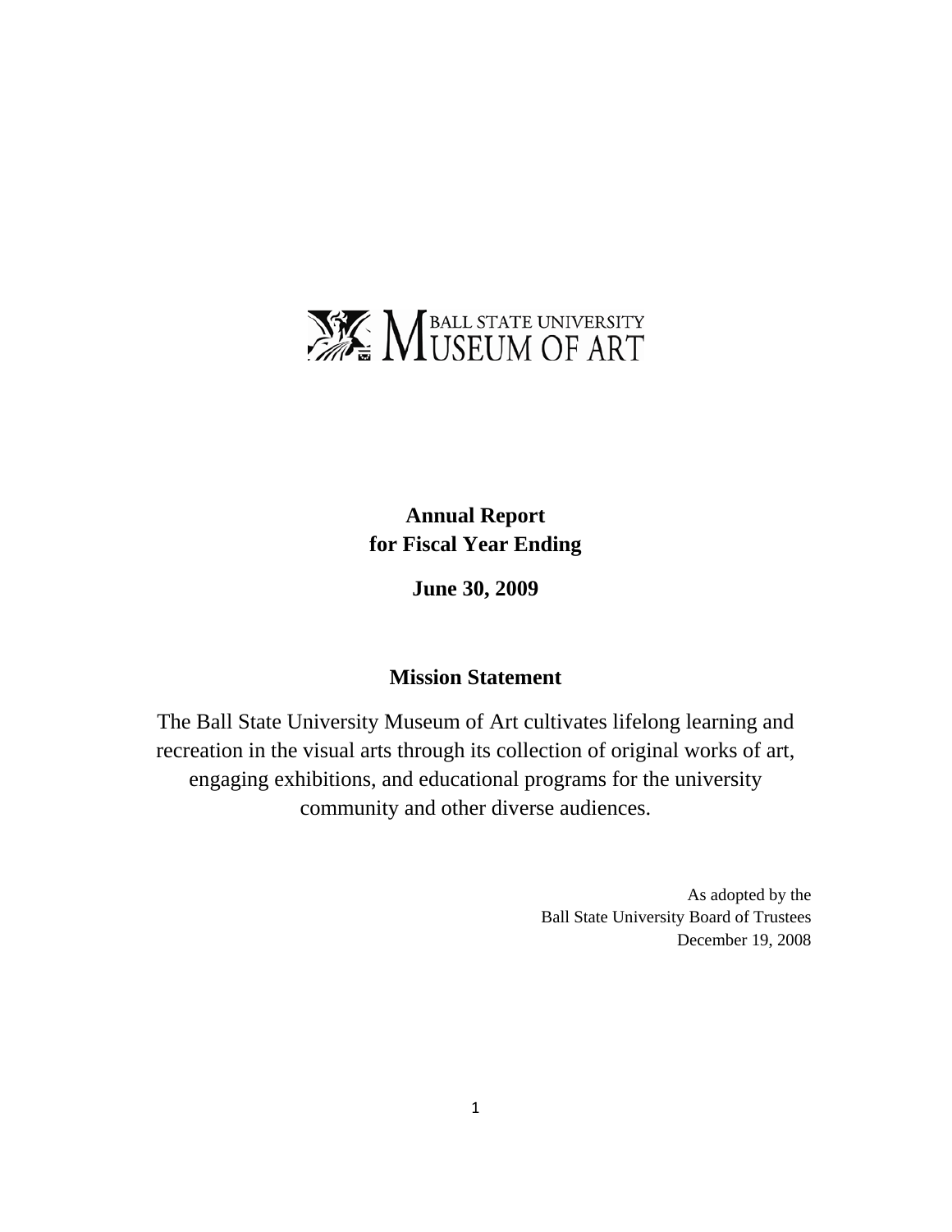BALL STATE UNIVERSITY MUSEUM OF ART

**Annual Report**
**for Fiscal Year Ending**

**June 30, 2009**

## Mission Statement

The Ball State University Museum of Art cultivates lifelong learning and recreation in the visual arts through its collection of original works of art, engaging exhibitions, and educational programs for the university community and other diverse audiences.

As adopted by the
Ball State University Board of Trustees
December 19, 2008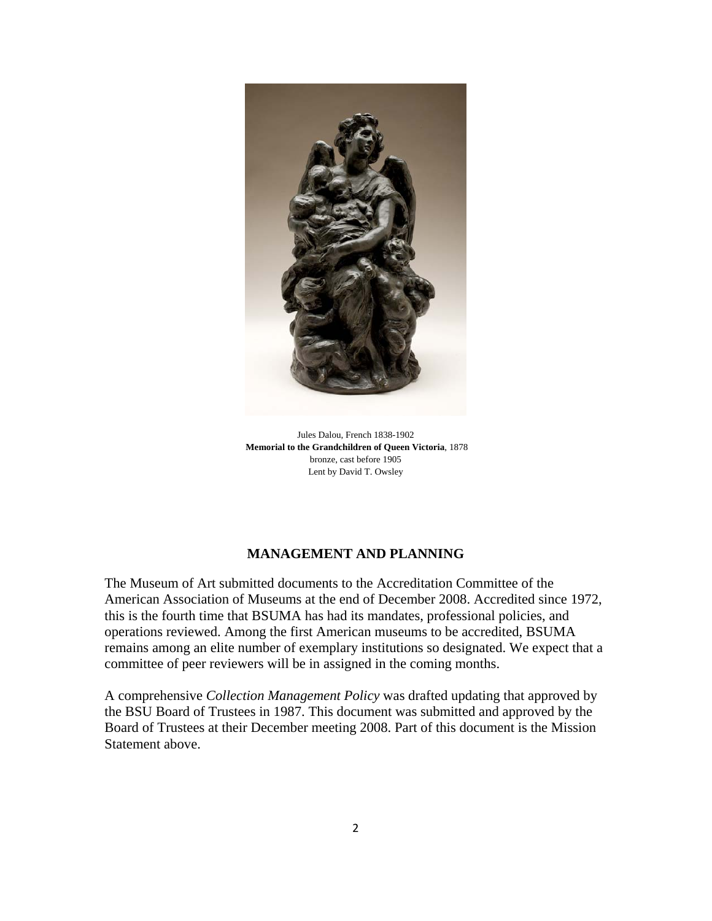Jules Dalou, French 1838-1902
**Memorial to the Grandchildren of Queen Victoria**, 1878
bronze, cast before 1905
Lent by David T. Owsley

## MANAGEMENT AND PLANNING

The Museum of Art submitted documents to the Accreditation Committee of the American Association of Museums at the end of December 2008. Accredited since 1972, this is the fourth time that BSUMA has had its mandates, professional policies, and operations reviewed. Among the first American museums to be accredited, BSUMA remains among an elite number of exemplary institutions so designated. We expect that a committee of peer reviewers will be in assigned in the coming months.

A comprehensive *Collection Management Policy* was drafted updating that approved by the BSU Board of Trustees in 1987. This document was submitted and approved by the Board of Trustees at their December meeting 2008. Part of this document is the Mission Statement above.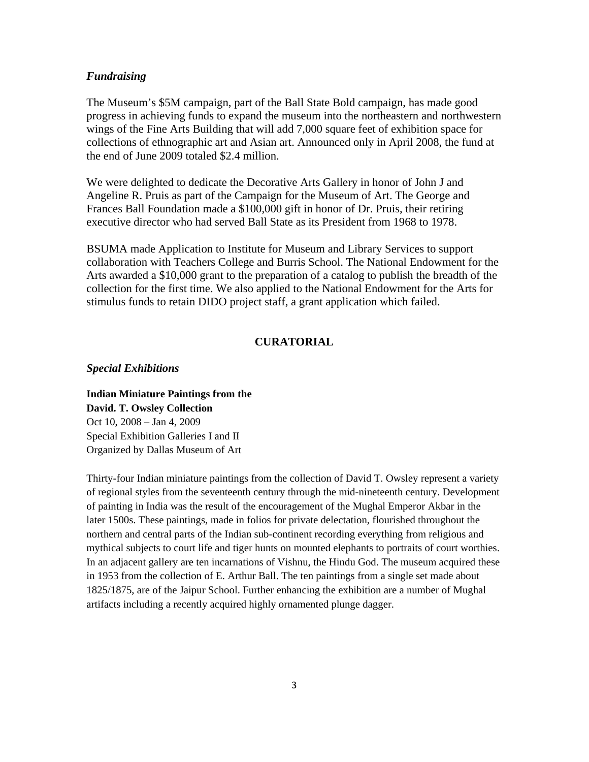### *Fundraising*

The Museum's $5M campaign, part of the Ball State Bold campaign, has made good progress in achieving funds to expand the museum into the northeastern and northwestern wings of the Fine Arts Building that will add 7,000 square feet of exhibition space for collections of ethnographic art and Asian art. Announced only in April 2008, the fund at the end of June 2009 totaled $2.4 million.

We were delighted to dedicate the Decorative Arts Gallery in honor of John J and Angeline R. Pruis as part of the Campaign for the Museum of Art. The George and Frances Ball Foundation made a $100,000 gift in honor of Dr. Pruis, their retiring executive director who had served Ball State as its President from 1968 to 1978.

BSUMA made Application to Institute for Museum and Library Services to support collaboration with Teachers College and Burris School. The National Endowment for the Arts awarded a $10,000 grant to the preparation of a catalog to publish the breadth of the collection for the first time. We also applied to the National Endowment for the Arts for stimulus funds to retain DIDO project staff, a grant application which failed.

## CURATORIAL

### *Special Exhibitions*

**Indian Miniature Paintings from the David. T. Owsley Collection**
Oct 10, 2008 – Jan 4, 2009
Special Exhibition Galleries I and II
Organized by Dallas Museum of Art

Thirty-four Indian miniature paintings from the collection of David T. Owsley represent a variety of regional styles from the seventeenth century through the mid-nineteenth century. Development of painting in India was the result of the encouragement of the Mughal Emperor Akbar in the later 1500s. These paintings, made in folios for private delectation, flourished throughout the northern and central parts of the Indian sub-continent recording everything from religious and mythical subjects to court life and tiger hunts on mounted elephants to portraits of court worthies. In an adjacent gallery are ten incarnations of Vishnu, the Hindu God. The museum acquired these in 1953 from the collection of E. Arthur Ball. The ten paintings from a single set made about 1825/1875, are of the Jaipur School. Further enhancing the exhibition are a number of Mughal artifacts including a recently acquired highly ornamented plunge dagger.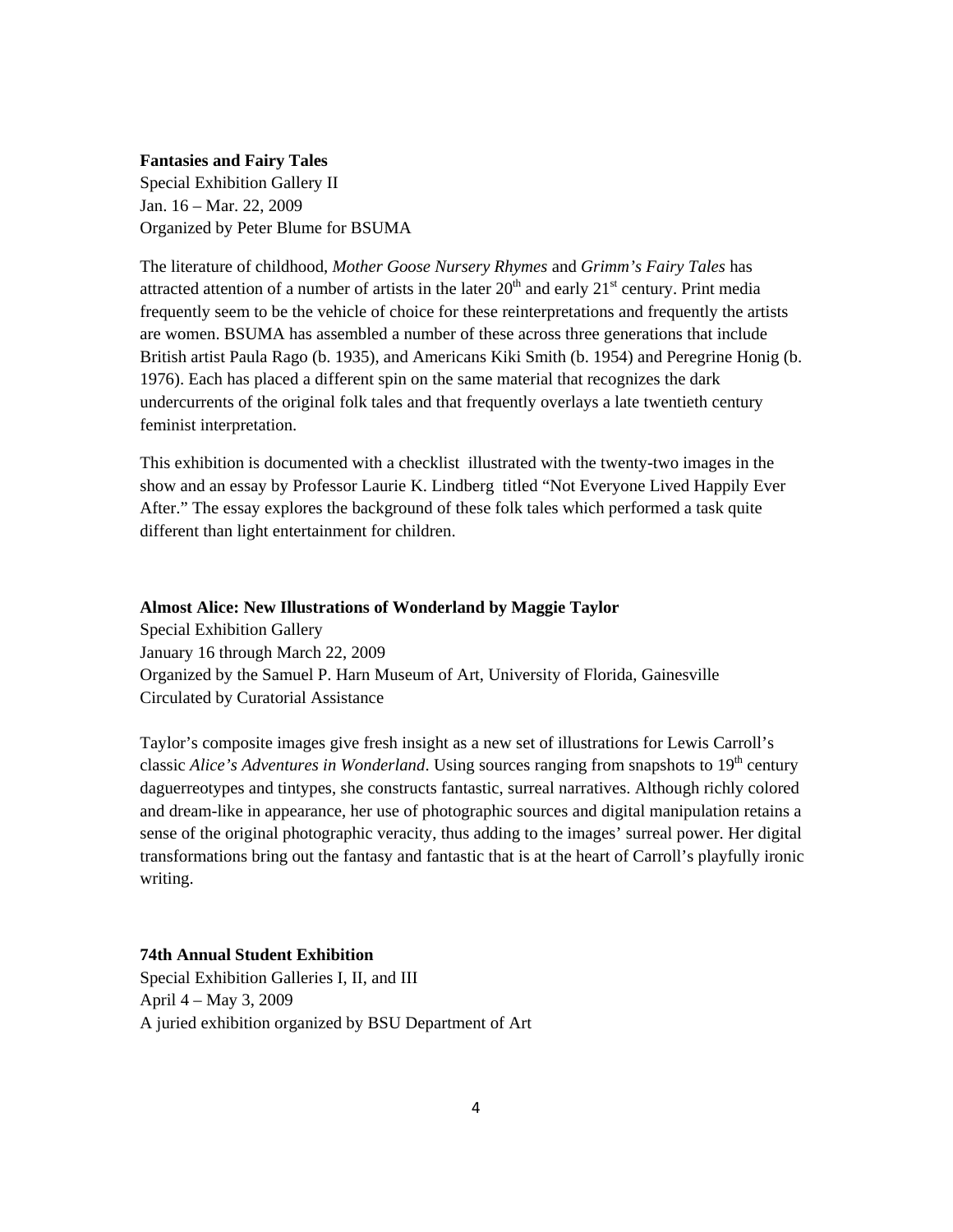**Fantasies and Fairy Tales**
Special Exhibition Gallery II
Jan. 16 – Mar. 22, 2009
Organized by Peter Blume for BSUMA

The literature of childhood, *Mother Goose Nursery Rhymes* and *Grimm's Fairy Tales* has attracted attention of a number of artists in the later 20th and early 21st century. Print media frequently seem to be the vehicle of choice for these reinterpretations and frequently the artists are women. BSUMA has assembled a number of these across three generations that include British artist Paula Rago (b. 1935), and Americans Kiki Smith (b. 1954) and Peregrine Honig (b. 1976). Each has placed a different spin on the same material that recognizes the dark undercurrents of the original folk tales and that frequently overlays a late twentieth century feminist interpretation.

This exhibition is documented with a checklist illustrated with the twenty-two images in the show and an essay by Professor Laurie K. Lindberg titled "Not Everyone Lived Happily Ever After." The essay explores the background of these folk tales which performed a task quite different than light entertainment for children.

**Almost Alice: New Illustrations of Wonderland by Maggie Taylor**
Special Exhibition Gallery
January 16 through March 22, 2009
Organized by the Samuel P. Harn Museum of Art, University of Florida, Gainesville
Circulated by Curatorial Assistance

Taylor's composite images give fresh insight as a new set of illustrations for Lewis Carroll's classic *Alice's Adventures in Wonderland*. Using sources ranging from snapshots to 19th century daguerreotypes and tintypes, she constructs fantastic, surreal narratives. Although richly colored and dream-like in appearance, her use of photographic sources and digital manipulation retains a sense of the original photographic veracity, thus adding to the images' surreal power. Her digital transformations bring out the fantasy and fantastic that is at the heart of Carroll's playfully ironic writing.

**74th Annual Student Exhibition**
Special Exhibition Galleries I, II, and III
April 4 – May 3, 2009
A juried exhibition organized by BSU Department of Art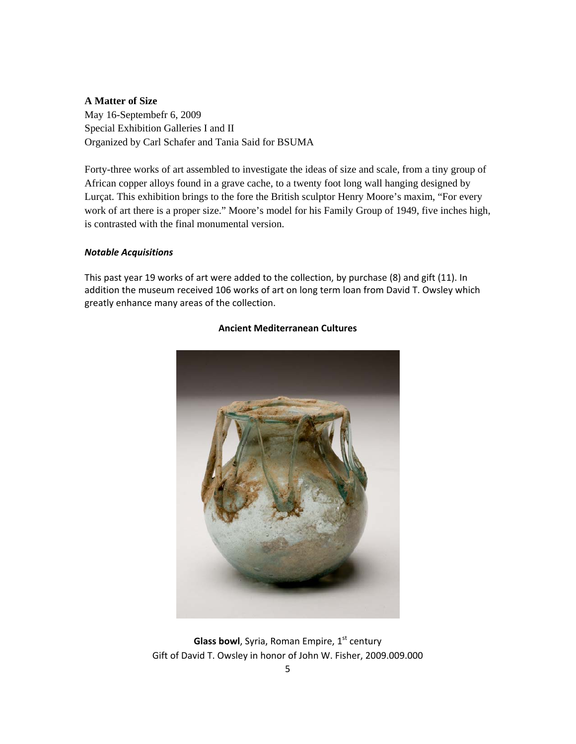**A Matter of Size**

May 16-Septembefr 6, 2009
Special Exhibition Galleries I and II
Organized by Carl Schafer and Tania Said for BSUMA

Forty-three works of art assembled to investigate the ideas of size and scale, from a tiny group of African copper alloys found in a grave cache, to a twenty foot long wall hanging designed by Lurçat. This exhibition brings to the fore the British sculptor Henry Moore's maxim, "For every work of art there is a proper size." Moore's model for his Family Group of 1949, five inches high, is contrasted with the final monumental version.

***Notable Acquisitions***

This past year 19 works of art were added to the collection, by purchase (8) and gift (11). In addition the museum received 106 works of art on long term loan from David T. Owsley which greatly enhance many areas of the collection.

**Ancient Mediterranean Cultures**

**Glass bowl**, Syria, Roman Empire, 1st century
Gift of David T. Owsley in honor of John W. Fisher, 2009.009.000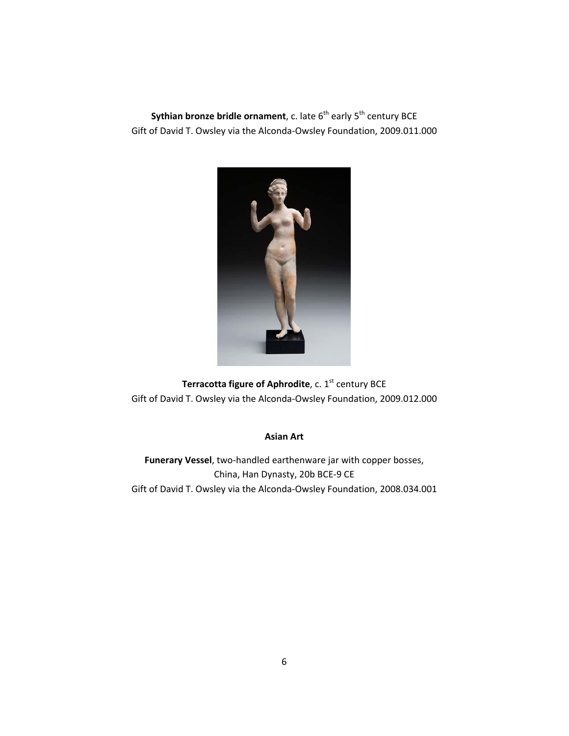**Sythian bronze bridle ornament**, c. late 6th early 5th century BCE
Gift of David T. Owsley via the Alconda-Owsley Foundation, 2009.011.000

**Terracotta figure of Aphrodite**, c. 1st century BCE
Gift of David T. Owsley via the Alconda-Owsley Foundation, 2009.012.000

**Asian Art**

**Funerary Vessel**, two-handled earthenware jar with copper bosses,
China, Han Dynasty, 20b BCE-9 CE
Gift of David T. Owsley via the Alconda-Owsley Foundation, 2008.034.001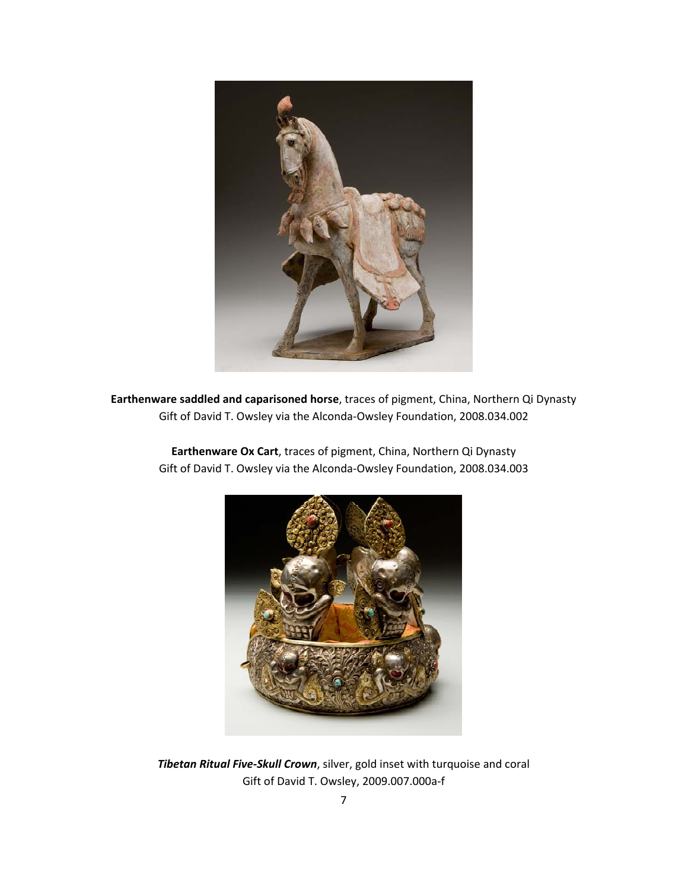**Earthenware saddled and caparisoned horse**, traces of pigment, China, Northern Qi Dynasty
Gift of David T. Owsley via the Alconda-Owsley Foundation, 2008.034.002

**Earthenware Ox Cart**, traces of pigment, China, Northern Qi Dynasty
Gift of David T. Owsley via the Alconda-Owsley Foundation, 2008.034.003

***Tibetan Ritual Five-Skull Crown***, silver, gold inset with turquoise and coral
Gift of David T. Owsley, 2009.007.000a-f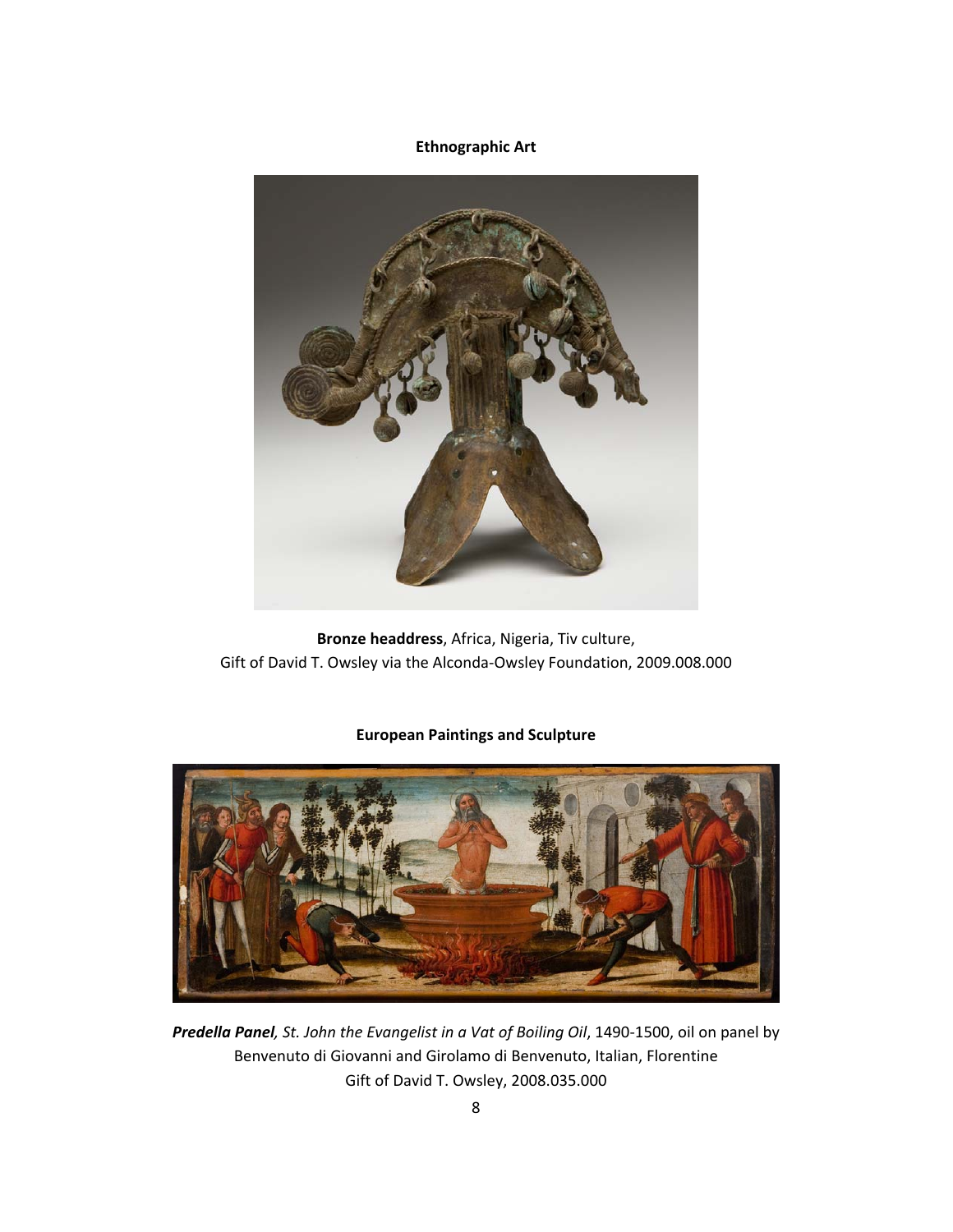**Ethnographic Art**

**Bronze headdress**, Africa, Nigeria, Tiv culture,
Gift of David T. Owsley via the Alconda-Owsley Foundation, 2009.008.000

**European Paintings and Sculpture**

***Predella Panel****, St. John the Evangelist in a Vat of Boiling Oil*, 1490-1500, oil on panel by Benvenuto di Giovanni and Girolamo di Benvenuto, Italian, Florentine
Gift of David T. Owsley, 2008.035.000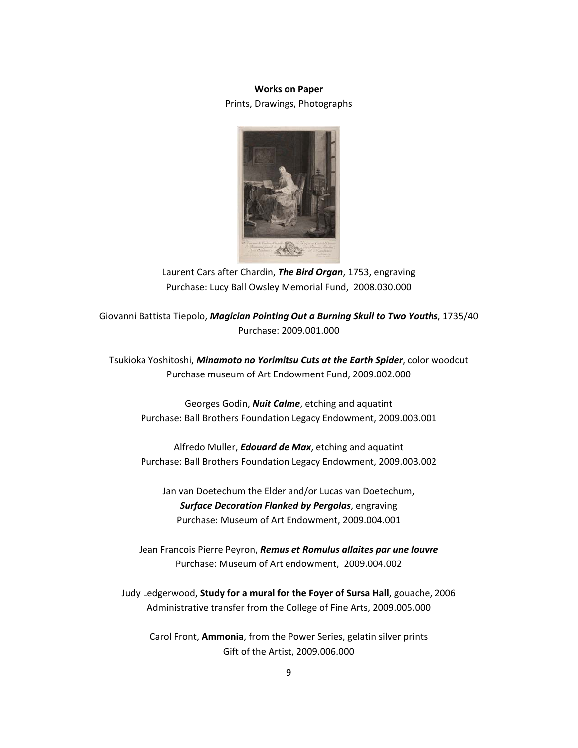**Works on Paper**

Prints, Drawings, Photographs

Laurent Cars after Chardin, ***The Bird Organ***, 1753, engraving
Purchase: Lucy Ball Owsley Memorial Fund, 2008.030.000

Giovanni Battista Tiepolo, ***Magician Pointing Out a Burning Skull to Two Youths***, 1735/40
Purchase: 2009.001.000

Tsukioka Yoshitoshi, ***Minamoto no Yorimitsu Cuts at the Earth Spider***, color woodcut
Purchase museum of Art Endowment Fund, 2009.002.000

Georges Godin, ***Nuit Calme***, etching and aquatint
Purchase: Ball Brothers Foundation Legacy Endowment, 2009.003.001

Alfredo Muller, ***Edouard de Max***, etching and aquatint
Purchase: Ball Brothers Foundation Legacy Endowment, 2009.003.002

Jan van Doetechum the Elder and/or Lucas van Doetechum,
***Surface Decoration Flanked by Pergolas***, engraving
Purchase: Museum of Art Endowment, 2009.004.001

Jean Francois Pierre Peyron, ***Remus et Romulus allaites par une louvre***
Purchase: Museum of Art endowment, 2009.004.002

Judy Ledgerwood, **Study for a mural for the Foyer of Sursa Hall**, gouache, 2006
Administrative transfer from the College of Fine Arts, 2009.005.000

Carol Front, **Ammonia**, from the Power Series, gelatin silver prints
Gift of the Artist, 2009.006.000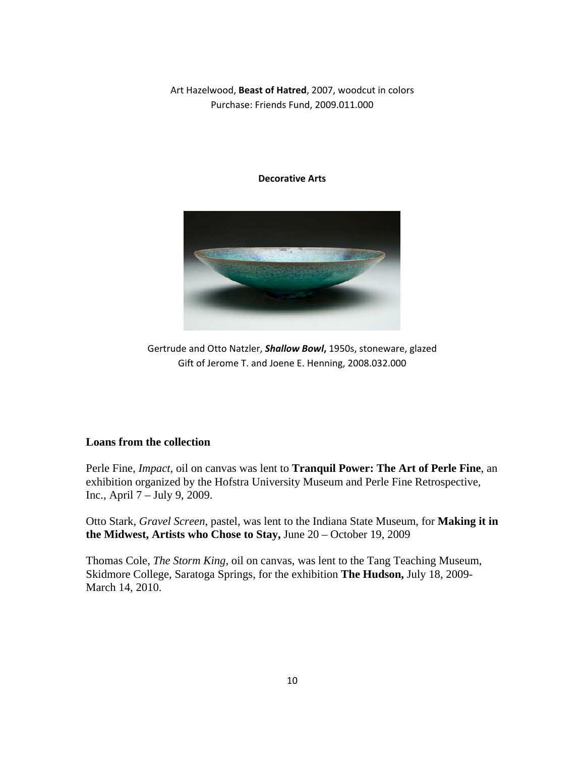Art Hazelwood, **Beast of Hatred**, 2007, woodcut in colors
Purchase: Friends Fund, 2009.011.000

**Decorative Arts**

Gertrude and Otto Natzler, ***Shallow Bowl*,** 1950s, stoneware, glazed
Gift of Jerome T. and Joene E. Henning, 2008.032.000

## Loans from the collection

Perle Fine, *Impact*, oil on canvas was lent to **Tranquil Power: The Art of Perle Fine**, an exhibition organized by the Hofstra University Museum and Perle Fine Retrospective, Inc., April 7 – July 9, 2009.

Otto Stark, *Gravel Screen*, pastel, was lent to the Indiana State Museum, for **Making it in the Midwest, Artists who Chose to Stay,** June 20 – October 19, 2009

Thomas Cole, *The Storm King*, oil on canvas, was lent to the Tang Teaching Museum, Skidmore College, Saratoga Springs, for the exhibition **The Hudson,** July 18, 2009-March 14, 2010.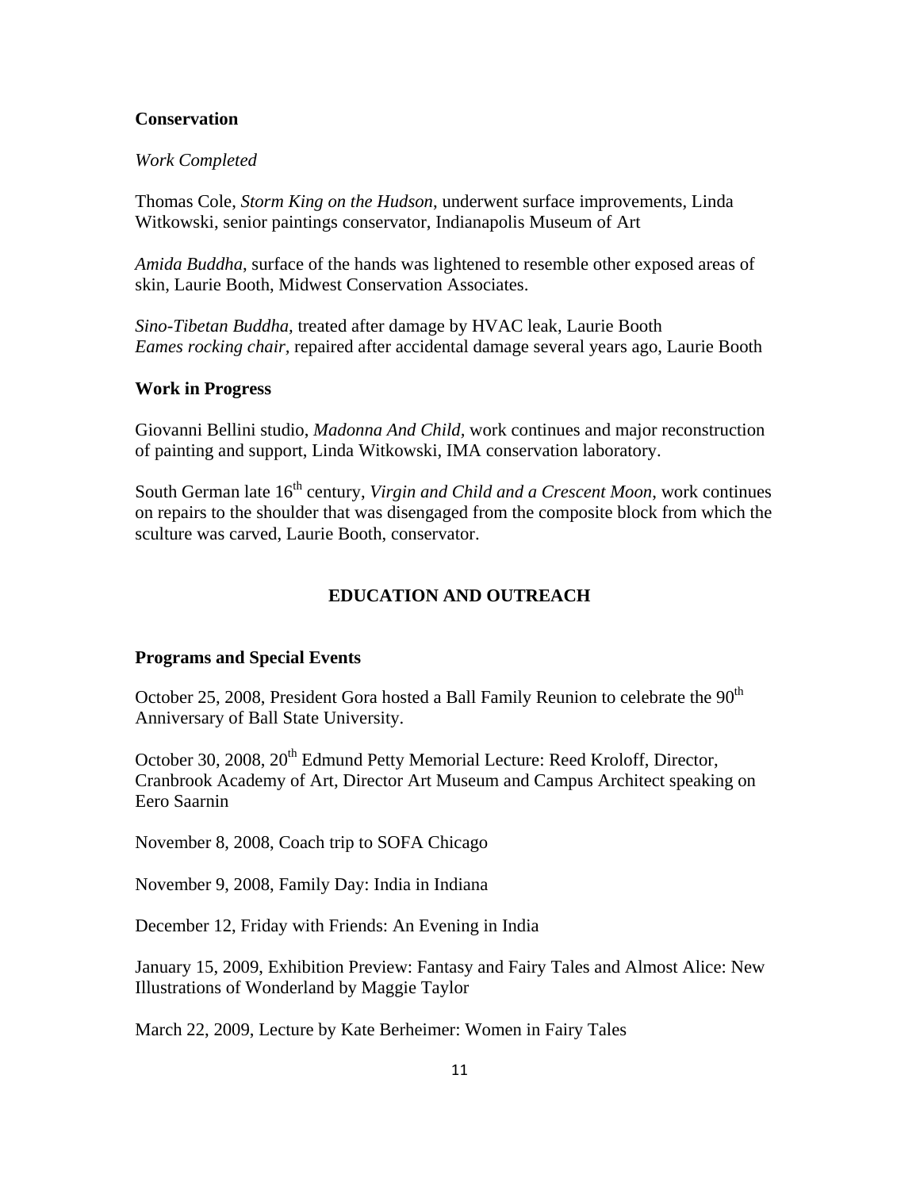**Conservation**

*Work Completed*

Thomas Cole, *Storm King on the Hudson*, underwent surface improvements, Linda Witkowski, senior paintings conservator, Indianapolis Museum of Art

*Amida Buddha*, surface of the hands was lightened to resemble other exposed areas of skin, Laurie Booth, Midwest Conservation Associates.

*Sino-Tibetan Buddha*, treated after damage by HVAC leak, Laurie Booth
*Eames rocking chair*, repaired after accidental damage several years ago, Laurie Booth

**Work in Progress**

Giovanni Bellini studio, *Madonna And Child*, work continues and major reconstruction of painting and support, Linda Witkowski, IMA conservation laboratory.

South German late 16th century, *Virgin and Child and a Crescent Moon*, work continues on repairs to the shoulder that was disengaged from the composite block from which the sculture was carved, Laurie Booth, conservator.

## EDUCATION AND OUTREACH

**Programs and Special Events**

October 25, 2008, President Gora hosted a Ball Family Reunion to celebrate the 90th Anniversary of Ball State University.

October 30, 2008, 20th Edmund Petty Memorial Lecture: Reed Kroloff, Director, Cranbrook Academy of Art, Director Art Museum and Campus Architect speaking on Eero Saarnin

November 8, 2008, Coach trip to SOFA Chicago

November 9, 2008, Family Day: India in Indiana

December 12, Friday with Friends: An Evening in India

January 15, 2009, Exhibition Preview: Fantasy and Fairy Tales and Almost Alice: New Illustrations of Wonderland by Maggie Taylor

March 22, 2009, Lecture by Kate Berheimer: Women in Fairy Tales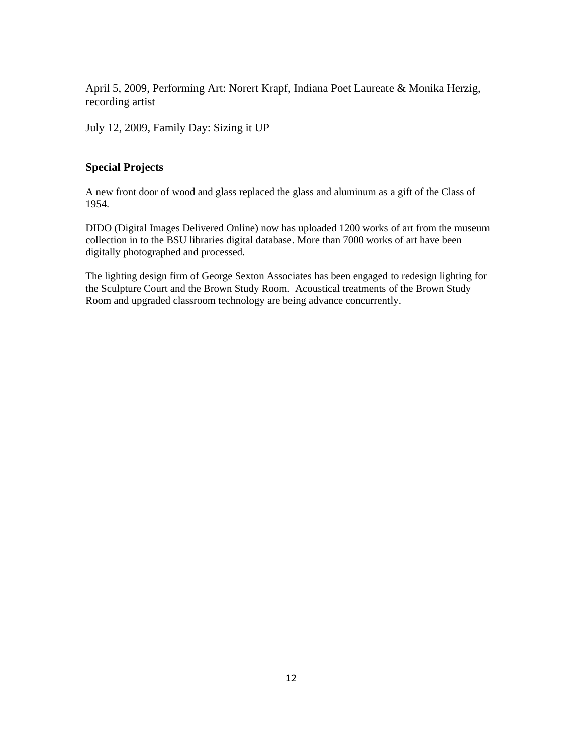April 5, 2009, Performing Art: Norert Krapf, Indiana Poet Laureate & Monika Herzig, recording artist

July 12, 2009, Family Day: Sizing it UP

## Special Projects

A new front door of wood and glass replaced the glass and aluminum as a gift of the Class of 1954.

DIDO (Digital Images Delivered Online) now has uploaded 1200 works of art from the museum collection in to the BSU libraries digital database. More than 7000 works of art have been digitally photographed and processed.

The lighting design firm of George Sexton Associates has been engaged to redesign lighting for the Sculpture Court and the Brown Study Room. Acoustical treatments of the Brown Study Room and upgraded classroom technology are being advance concurrently.